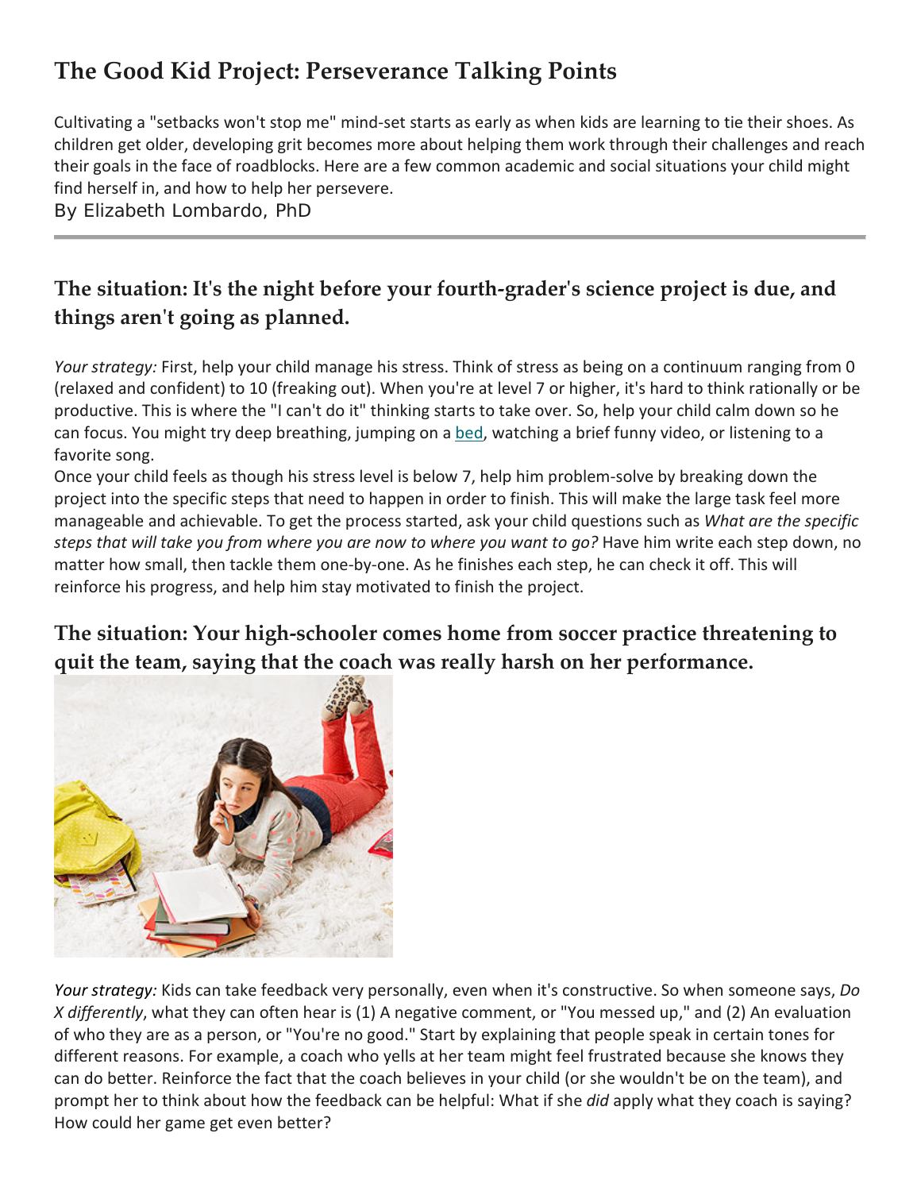# The Good Kid Project: Perseverance Talking Points

Cultivating a "setbacks won't stop me" mind-set starts as early as when kids are learning to tie their shoes. As children get older, developing grit becomes more about helping them work through their challenges and reach their goals in the face of roadblocks. Here are a few common academic and social situations your child might find herself in, and how to help her persevere.

By Elizabeth Lombardo, PhD

---

## The situation: It's the night before your fourth-grader's science project is due, and things aren't going as planned.

*Your strategy:* First, help your child manage his stress. Think of stress as being on a continuum ranging from 0 (relaxed and confident) to 10 (freaking out). When you're at level 7 or higher, it's hard to think rationally or be productive. This is where the "I can't do it" thinking starts to take over. So, help your child calm down so he can focus. You might try deep breathing, jumping on a bed, watching a brief funny video, or listening to a favorite song.

Once your child feels as though his stress level is below 7, help him problem-solve by breaking down the project into the specific steps that need to happen in order to finish. This will make the large task feel more manageable and achievable. To get the process started, ask your child questions such as *What are the specific steps that will take you from where you are now to where you want to go?* Have him write each step down, no matter how small, then tackle them one-by-one. As he finishes each step, he can check it off. This will reinforce his progress, and help him stay motivated to finish the project.

## The situation: Your high-schooler comes home from soccer practice threatening to quit the team, saying that the coach was really harsh on her performance.

*Your strategy:* Kids can take feedback very personally, even when it's constructive. So when someone says, *Do X differently*, what they can often hear is (1) A negative comment, or "You messed up," and (2) An evaluation of who they are as a person, or "You're no good." Start by explaining that people speak in certain tones for different reasons. For example, a coach who yells at her team might feel frustrated because she knows they can do better. Reinforce the fact that the coach believes in your child (or she wouldn't be on the team), and prompt her to think about how the feedback can be helpful: What if she *did* apply what they coach is saying? How could her game get even better?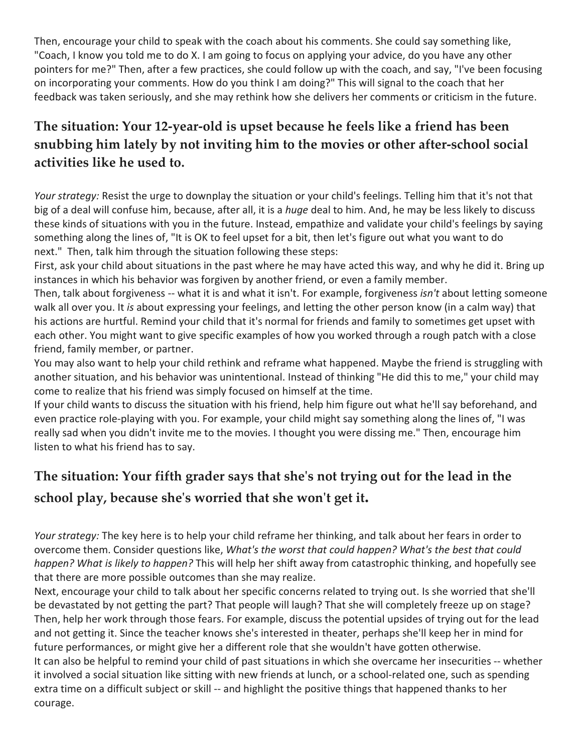Then, encourage your child to speak with the coach about his comments. She could say something like, "Coach, I know you told me to do X. I am going to focus on applying your advice, do you have any other pointers for me?" Then, after a few practices, she could follow up with the coach, and say, "I've been focusing on incorporating your comments. How do you think I am doing?" This will signal to the coach that her feedback was taken seriously, and she may rethink how she delivers her comments or criticism in the future.

## The situation: Your 12-year-old is upset because he feels like a friend has been snubbing him lately by not inviting him to the movies or other after-school social activities like he used to.

*Your strategy:* Resist the urge to downplay the situation or your child's feelings. Telling him that it's not that big of a deal will confuse him, because, after all, it is a *huge* deal to him. And, he may be less likely to discuss these kinds of situations with you in the future. Instead, empathize and validate your child's feelings by saying something along the lines of, "It is OK to feel upset for a bit, then let's figure out what you want to do next." Then, talk him through the situation following these steps:

First, ask your child about situations in the past where he may have acted this way, and why he did it. Bring up instances in which his behavior was forgiven by another friend, or even a family member.

Then, talk about forgiveness -- what it is and what it isn't. For example, forgiveness *isn't* about letting someone walk all over you. It *is* about expressing your feelings, and letting the other person know (in a calm way) that his actions are hurtful. Remind your child that it's normal for friends and family to sometimes get upset with each other. You might want to give specific examples of how you worked through a rough patch with a close friend, family member, or partner.

You may also want to help your child rethink and reframe what happened. Maybe the friend is struggling with another situation, and his behavior was unintentional. Instead of thinking "He did this to me," your child may come to realize that his friend was simply focused on himself at the time.

If your child wants to discuss the situation with his friend, help him figure out what he'll say beforehand, and even practice role-playing with you. For example, your child might say something along the lines of, "I was really sad when you didn't invite me to the movies. I thought you were dissing me." Then, encourage him listen to what his friend has to say.

## The situation: Your fifth grader says that she's not trying out for the lead in the school play, because she's worried that she won't get it.

*Your strategy:* The key here is to help your child reframe her thinking, and talk about her fears in order to overcome them. Consider questions like, *What's the worst that could happen? What's the best that could happen? What is likely to happen?* This will help her shift away from catastrophic thinking, and hopefully see that there are more possible outcomes than she may realize.

Next, encourage your child to talk about her specific concerns related to trying out. Is she worried that she'll be devastated by not getting the part? That people will laugh? That she will completely freeze up on stage? Then, help her work through those fears. For example, discuss the potential upsides of trying out for the lead and not getting it. Since the teacher knows she's interested in theater, perhaps she'll keep her in mind for future performances, or might give her a different role that she wouldn't have gotten otherwise.

It can also be helpful to remind your child of past situations in which she overcame her insecurities -- whether it involved a social situation like sitting with new friends at lunch, or a school-related one, such as spending extra time on a difficult subject or skill -- and highlight the positive things that happened thanks to her courage.